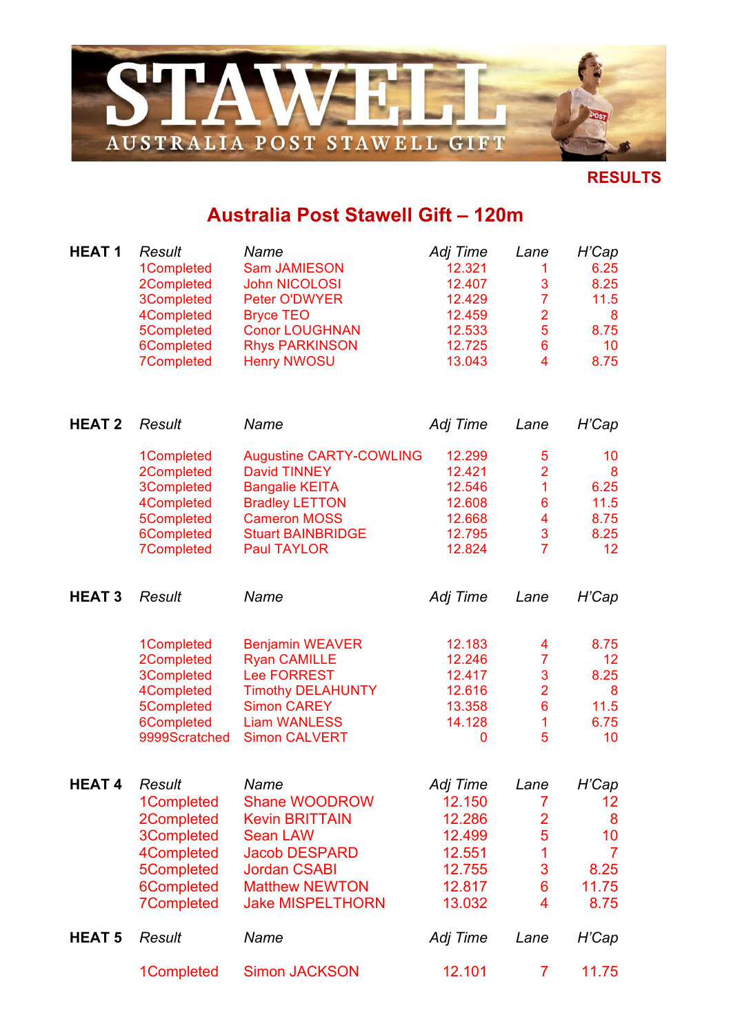**STAWELL**

**AUSTRALIA POST STAWELL GIFT**

**RESULTS**

## Australia Post Stawell Gift – 120m

### HEAT 1

| Result | Name | Adj Time | Lane | H'Cap |
|---|---|---|---|---|
| 1Completed | Sam JAMIESON | 12.321 | 1 | 6.25 |
| 2Completed | John NICOLOSI | 12.407 | 3 | 8.25 |
| 3Completed | Peter O'DWYER | 12.429 | 7 | 11.5 |
| 4Completed | Bryce TEO | 12.459 | 2 | 8 |
| 5Completed | Conor LOUGHNAN | 12.533 | 5 | 8.75 |
| 6Completed | Rhys PARKINSON | 12.725 | 6 | 10 |
| 7Completed | Henry NWOSU | 13.043 | 4 | 8.75 |

### HEAT 2

| Result | Name | Adj Time | Lane | H'Cap |
|---|---|---|---|---|
| 1Completed | Augustine CARTY-COWLING | 12.299 | 5 | 10 |
| 2Completed | David TINNEY | 12.421 | 2 | 8 |
| 3Completed | Bangalie KEITA | 12.546 | 1 | 6.25 |
| 4Completed | Bradley LETTON | 12.608 | 6 | 11.5 |
| 5Completed | Cameron MOSS | 12.668 | 4 | 8.75 |
| 6Completed | Stuart BAINBRIDGE | 12.795 | 3 | 8.25 |
| 7Completed | Paul TAYLOR | 12.824 | 7 | 12 |

### HEAT 3

| Result | Name | Adj Time | Lane | H'Cap |
|---|---|---|---|---|
| 1Completed | Benjamin WEAVER | 12.183 | 4 | 8.75 |
| 2Completed | Ryan CAMILLE | 12.246 | 7 | 12 |
| 3Completed | Lee FORREST | 12.417 | 3 | 8.25 |
| 4Completed | Timothy DELAHUNTY | 12.616 | 2 | 8 |
| 5Completed | Simon CAREY | 13.358 | 6 | 11.5 |
| 6Completed | Liam WANLESS | 14.128 | 1 | 6.75 |
| 9999Scratched | Simon CALVERT | 0 | 5 | 10 |

### HEAT 4

| Result | Name | Adj Time | Lane | H'Cap |
|---|---|---|---|---|
| 1Completed | Shane WOODROW | 12.150 | 7 | 12 |
| 2Completed | Kevin BRITTAIN | 12.286 | 2 | 8 |
| 3Completed | Sean LAW | 12.499 | 5 | 10 |
| 4Completed | Jacob DESPARD | 12.551 | 1 | 7 |
| 5Completed | Jordan CSABI | 12.755 | 3 | 8.25 |
| 6Completed | Matthew NEWTON | 12.817 | 6 | 11.75 |
| 7Completed | Jake MISPELTHORN | 13.032 | 4 | 8.75 |

### HEAT 5

| Result | Name | Adj Time | Lane | H'Cap |
|---|---|---|---|---|
| 1Completed | Simon JACKSON | 12.101 | 7 | 11.75 |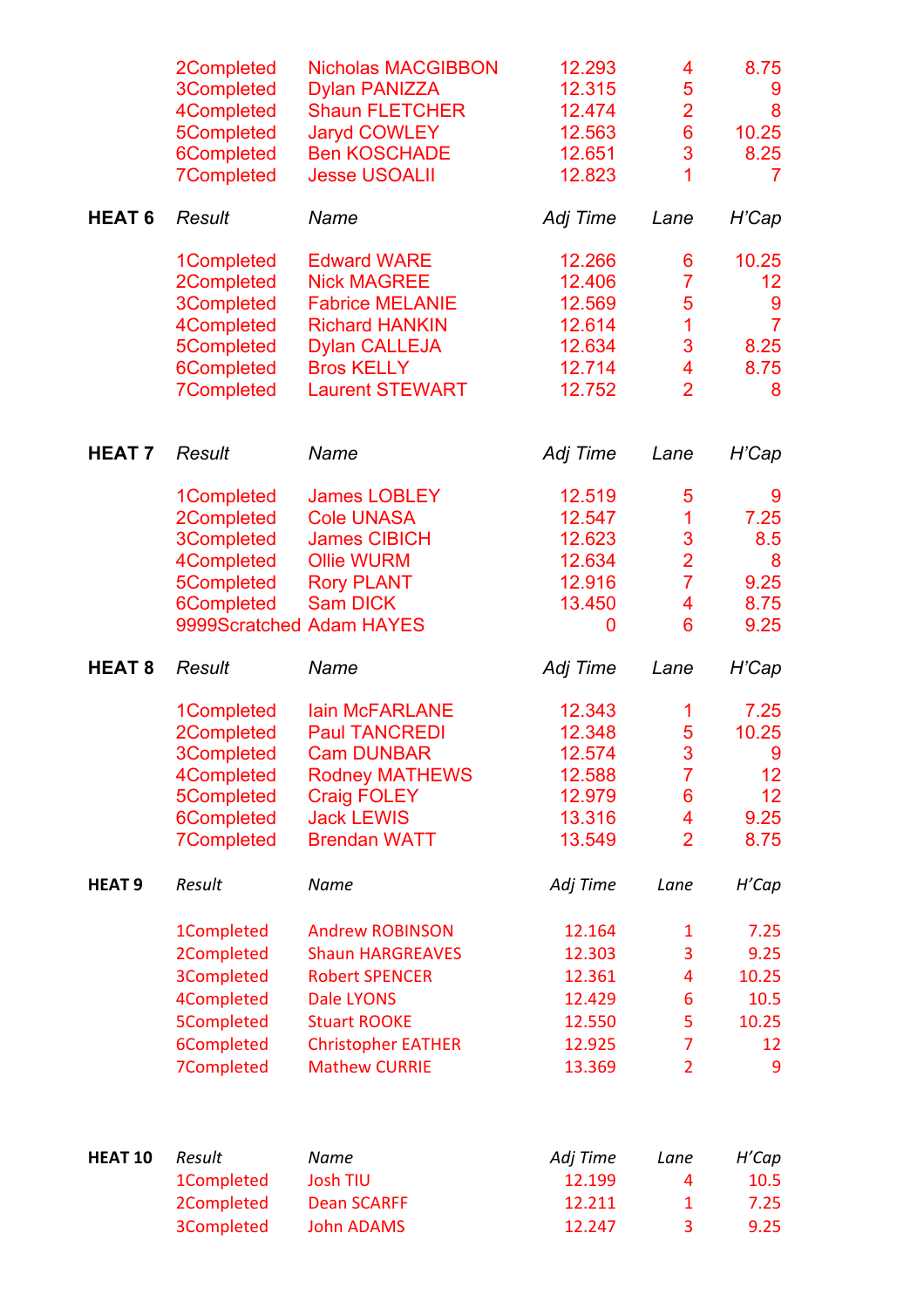| Result | Name | Adj Time | Lane | H'Cap |
|---|---|---|---|---|
| 2Completed | Nicholas MACGIBBON | 12.293 | 4 | 8.75 |
| 3Completed | Dylan PANIZZA | 12.315 | 5 | 9 |
| 4Completed | Shaun FLETCHER | 12.474 | 2 | 8 |
| 5Completed | Jaryd COWLEY | 12.563 | 6 | 10.25 |
| 6Completed | Ben KOSCHADE | 12.651 | 3 | 8.25 |
| 7Completed | Jesse USOALII | 12.823 | 1 | 7 |

**HEAT 6**

| Result | Name | Adj Time | Lane | H'Cap |
|---|---|---|---|---|
| 1Completed | Edward WARE | 12.266 | 6 | 10.25 |
| 2Completed | Nick MAGREE | 12.406 | 7 | 12 |
| 3Completed | Fabrice MELANIE | 12.569 | 5 | 9 |
| 4Completed | Richard HANKIN | 12.614 | 1 | 7 |
| 5Completed | Dylan CALLEJA | 12.634 | 3 | 8.25 |
| 6Completed | Bros KELLY | 12.714 | 4 | 8.75 |
| 7Completed | Laurent STEWART | 12.752 | 2 | 8 |

**HEAT 7**

| Result | Name | Adj Time | Lane | H'Cap |
|---|---|---|---|---|
| 1Completed | James LOBLEY | 12.519 | 5 | 9 |
| 2Completed | Cole UNASA | 12.547 | 1 | 7.25 |
| 3Completed | James CIBICH | 12.623 | 3 | 8.5 |
| 4Completed | Ollie WURM | 12.634 | 2 | 8 |
| 5Completed | Rory PLANT | 12.916 | 7 | 9.25 |
| 6Completed | Sam DICK | 13.450 | 4 | 8.75 |
| 9999Scratched | Adam HAYES | 0 | 6 | 9.25 |

**HEAT 8**

| Result | Name | Adj Time | Lane | H'Cap |
|---|---|---|---|---|
| 1Completed | Iain McFARLANE | 12.343 | 1 | 7.25 |
| 2Completed | Paul TANCREDI | 12.348 | 5 | 10.25 |
| 3Completed | Cam DUNBAR | 12.574 | 3 | 9 |
| 4Completed | Rodney MATHEWS | 12.588 | 7 | 12 |
| 5Completed | Craig FOLEY | 12.979 | 6 | 12 |
| 6Completed | Jack LEWIS | 13.316 | 4 | 9.25 |
| 7Completed | Brendan WATT | 13.549 | 2 | 8.75 |

**HEAT 9**

| Result | Name | Adj Time | Lane | H'Cap |
|---|---|---|---|---|
| 1Completed | Andrew ROBINSON | 12.164 | 1 | 7.25 |
| 2Completed | Shaun HARGREAVES | 12.303 | 3 | 9.25 |
| 3Completed | Robert SPENCER | 12.361 | 4 | 10.25 |
| 4Completed | Dale LYONS | 12.429 | 6 | 10.5 |
| 5Completed | Stuart ROOKE | 12.550 | 5 | 10.25 |
| 6Completed | Christopher EATHER | 12.925 | 7 | 12 |
| 7Completed | Mathew CURRIE | 13.369 | 2 | 9 |

**HEAT 10**

| Result | Name | Adj Time | Lane | H'Cap |
|---|---|---|---|---|
| 1Completed | Josh TIU | 12.199 | 4 | 10.5 |
| 2Completed | Dean SCARFF | 12.211 | 1 | 7.25 |
| 3Completed | John ADAMS | 12.247 | 3 | 9.25 |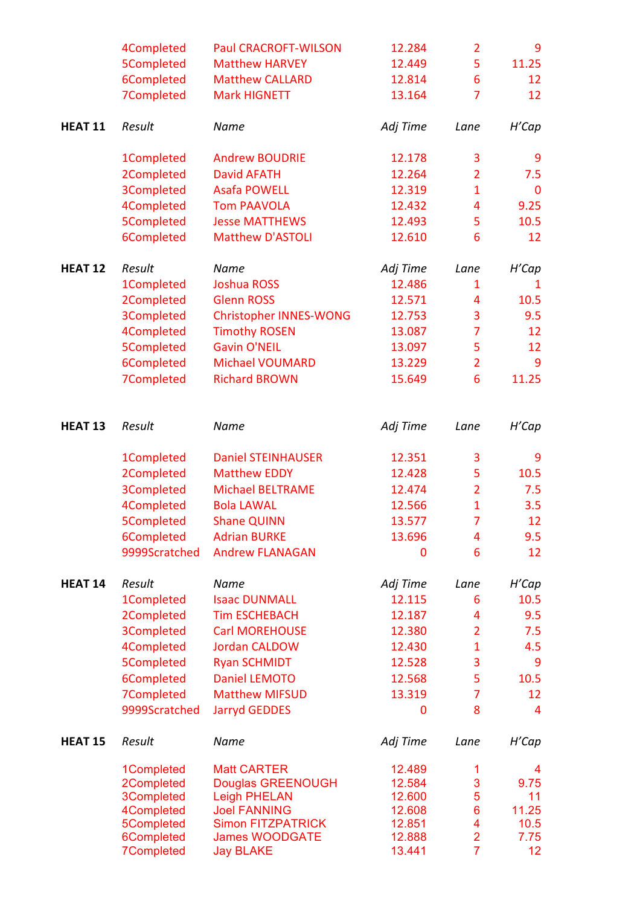| | Result | Name | Adj Time | Lane | H'Cap |
|---|---|---|---|---|---|
| | 4Completed | Paul CRACROFT-WILSON | 12.284 | 2 | 9 |
| | 5Completed | Matthew HARVEY | 12.449 | 5 | 11.25 |
| | 6Completed | Matthew CALLARD | 12.814 | 6 | 12 |
| | 7Completed | Mark HIGNETT | 13.164 | 7 | 12 |

| **HEAT 11** | *Result* | *Name* | *Adj Time* | *Lane* | *H'Cap* |
|---|---|---|---|---|---|
| | 1Completed | Andrew BOUDRIE | 12.178 | 3 | 9 |
| | 2Completed | David AFATH | 12.264 | 2 | 7.5 |
| | 3Completed | Asafa POWELL | 12.319 | 1 | 0 |
| | 4Completed | Tom PAAVOLA | 12.432 | 4 | 9.25 |
| | 5Completed | Jesse MATTHEWS | 12.493 | 5 | 10.5 |
| | 6Completed | Matthew D'ASTOLI | 12.610 | 6 | 12 |

| **HEAT 12** | *Result* | *Name* | *Adj Time* | *Lane* | *H'Cap* |
|---|---|---|---|---|---|
| | 1Completed | Joshua ROSS | 12.486 | 1 | 1 |
| | 2Completed | Glenn ROSS | 12.571 | 4 | 10.5 |
| | 3Completed | Christopher INNES-WONG | 12.753 | 3 | 9.5 |
| | 4Completed | Timothy ROSEN | 13.087 | 7 | 12 |
| | 5Completed | Gavin O'NEIL | 13.097 | 5 | 12 |
| | 6Completed | Michael VOUMARD | 13.229 | 2 | 9 |
| | 7Completed | Richard BROWN | 15.649 | 6 | 11.25 |

| **HEAT 13** | *Result* | *Name* | *Adj Time* | *Lane* | *H'Cap* |
|---|---|---|---|---|---|
| | 1Completed | Daniel STEINHAUSER | 12.351 | 3 | 9 |
| | 2Completed | Matthew EDDY | 12.428 | 5 | 10.5 |
| | 3Completed | Michael BELTRAME | 12.474 | 2 | 7.5 |
| | 4Completed | Bola LAWAL | 12.566 | 1 | 3.5 |
| | 5Completed | Shane QUINN | 13.577 | 7 | 12 |
| | 6Completed | Adrian BURKE | 13.696 | 4 | 9.5 |
| | 9999Scratched | Andrew FLANAGAN | 0 | 6 | 12 |

| **HEAT 14** | *Result* | *Name* | *Adj Time* | *Lane* | *H'Cap* |
|---|---|---|---|---|---|
| | 1Completed | Isaac DUNMALL | 12.115 | 6 | 10.5 |
| | 2Completed | Tim ESCHEBACH | 12.187 | 4 | 9.5 |
| | 3Completed | Carl MOREHOUSE | 12.380 | 2 | 7.5 |
| | 4Completed | Jordan CALDOW | 12.430 | 1 | 4.5 |
| | 5Completed | Ryan SCHMIDT | 12.528 | 3 | 9 |
| | 6Completed | Daniel LEMOTO | 12.568 | 5 | 10.5 |
| | 7Completed | Matthew MIFSUD | 13.319 | 7 | 12 |
| | 9999Scratched | Jarryd GEDDES | 0 | 8 | 4 |

| **HEAT 15** | *Result* | *Name* | *Adj Time* | *Lane* | *H'Cap* |
|---|---|---|---|---|---|
| | 1Completed | Matt CARTER | 12.489 | 1 | 4 |
| | 2Completed | Douglas GREENOUGH | 12.584 | 3 | 9.75 |
| | 3Completed | Leigh PHELAN | 12.600 | 5 | 11 |
| | 4Completed | Joel FANNING | 12.608 | 6 | 11.25 |
| | 5Completed | Simon FITZPATRICK | 12.851 | 4 | 10.5 |
| | 6Completed | James WOODGATE | 12.888 | 2 | 7.75 |
| | 7Completed | Jay BLAKE | 13.441 | 7 | 12 |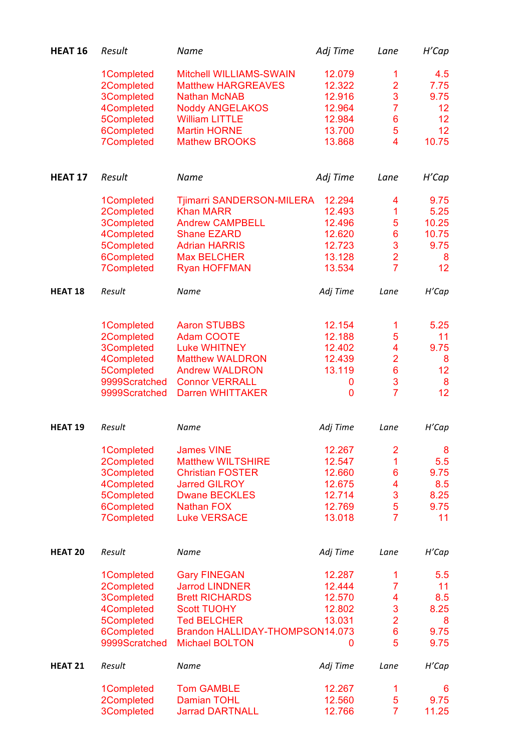## HEAT 16

| Result | Name | Adj Time | Lane | H'Cap |
|---|---|---|---|---|
| 1Completed | Mitchell WILLIAMS-SWAIN | 12.079 | 1 | 4.5 |
| 2Completed | Matthew HARGREAVES | 12.322 | 2 | 7.75 |
| 3Completed | Nathan McNAB | 12.916 | 3 | 9.75 |
| 4Completed | Noddy ANGELAKOS | 12.964 | 7 | 12 |
| 5Completed | William LITTLE | 12.984 | 6 | 12 |
| 6Completed | Martin HORNE | 13.700 | 5 | 12 |
| 7Completed | Mathew BROOKS | 13.868 | 4 | 10.75 |

## HEAT 17

| Result | Name | Adj Time | Lane | H'Cap |
|---|---|---|---|---|
| 1Completed | Tjimarri SANDERSON-MILERA | 12.294 | 4 | 9.75 |
| 2Completed | Khan MARR | 12.493 | 1 | 5.25 |
| 3Completed | Andrew CAMPBELL | 12.496 | 5 | 10.25 |
| 4Completed | Shane EZARD | 12.620 | 6 | 10.75 |
| 5Completed | Adrian HARRIS | 12.723 | 3 | 9.75 |
| 6Completed | Max BELCHER | 13.128 | 2 | 8 |
| 7Completed | Ryan HOFFMAN | 13.534 | 7 | 12 |

## HEAT 18

| Result | Name | Adj Time | Lane | H'Cap |
|---|---|---|---|---|
| 1Completed | Aaron STUBBS | 12.154 | 1 | 5.25 |
| 2Completed | Adam COOTE | 12.188 | 5 | 11 |
| 3Completed | Luke WHITNEY | 12.402 | 4 | 9.75 |
| 4Completed | Matthew WALDRON | 12.439 | 2 | 8 |
| 5Completed | Andrew WALDRON | 13.119 | 6 | 12 |
| 9999Scratched | Connor VERRALL | 0 | 3 | 8 |
| 9999Scratched | Darren WHITTAKER | 0 | 7 | 12 |

## HEAT 19

| Result | Name | Adj Time | Lane | H'Cap |
|---|---|---|---|---|
| 1Completed | James VINE | 12.267 | 2 | 8 |
| 2Completed | Matthew WILTSHIRE | 12.547 | 1 | 5.5 |
| 3Completed | Christian FOSTER | 12.660 | 6 | 9.75 |
| 4Completed | Jarred GILROY | 12.675 | 4 | 8.5 |
| 5Completed | Dwane BECKLES | 12.714 | 3 | 8.25 |
| 6Completed | Nathan FOX | 12.769 | 5 | 9.75 |
| 7Completed | Luke VERSACE | 13.018 | 7 | 11 |

## HEAT 20

| Result | Name | Adj Time | Lane | H'Cap |
|---|---|---|---|---|
| 1Completed | Gary FINEGAN | 12.287 | 1 | 5.5 |
| 2Completed | Jarrod LINDNER | 12.444 | 7 | 11 |
| 3Completed | Brett RICHARDS | 12.570 | 4 | 8.5 |
| 4Completed | Scott TUOHY | 12.802 | 3 | 8.25 |
| 5Completed | Ted BELCHER | 13.031 | 2 | 8 |
| 6Completed | Brandon HALLIDAY-THOMPSON | 14.073 | 6 | 9.75 |
| 9999Scratched | Michael BOLTON | 0 | 5 | 9.75 |

## HEAT 21

| Result | Name | Adj Time | Lane | H'Cap |
|---|---|---|---|---|
| 1Completed | Tom GAMBLE | 12.267 | 1 | 6 |
| 2Completed | Damian TOHL | 12.560 | 5 | 9.75 |
| 3Completed | Jarrad DARTNALL | 12.766 | 7 | 11.25 |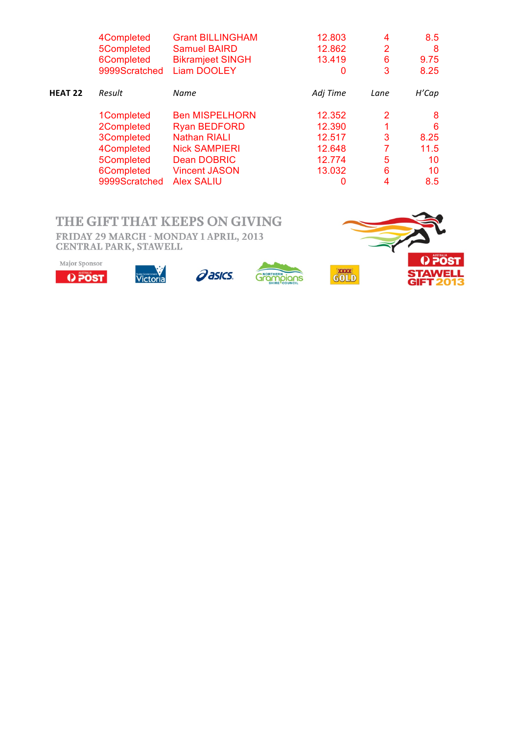| | Result | Name | Adj Time | Lane | H'Cap |
|---|---|---|---|---|---|
| | 4Completed | Grant BILLINGHAM | 12.803 | 4 | 8.5 |
| | 5Completed | Samuel BAIRD | 12.862 | 2 | 8 |
| | 6Completed | Bikramjeet SINGH | 13.419 | 6 | 9.75 |
| | 9999Scratched | Liam DOOLEY | 0 | 3 | 8.25 |

| HEAT 22 | *Result* | *Name* | *Adj Time* | *Lane* | *H'Cap* |
|---|---|---|---|---|---|
| | 1Completed | Ben MISPELHORN | 12.352 | 2 | 8 |
| | 2Completed | Ryan BEDFORD | 12.390 | 1 | 6 |
| | 3Completed | Nathan RIALI | 12.517 | 3 | 8.25 |
| | 4Completed | Nick SAMPIERI | 12.648 | 7 | 11.5 |
| | 5Completed | Dean DOBRIC | 12.774 | 5 | 10 |
| | 6Completed | Vincent JASON | 13.032 | 6 | 10 |
| | 9999Scratched | Alex SALIU | 0 | 4 | 8.5 |

THE GIFT THAT KEEPS ON GIVING

FRIDAY 29 MARCH - MONDAY 1 APRIL, 2013
CENTRAL PARK, STAWELL

Major Sponsor